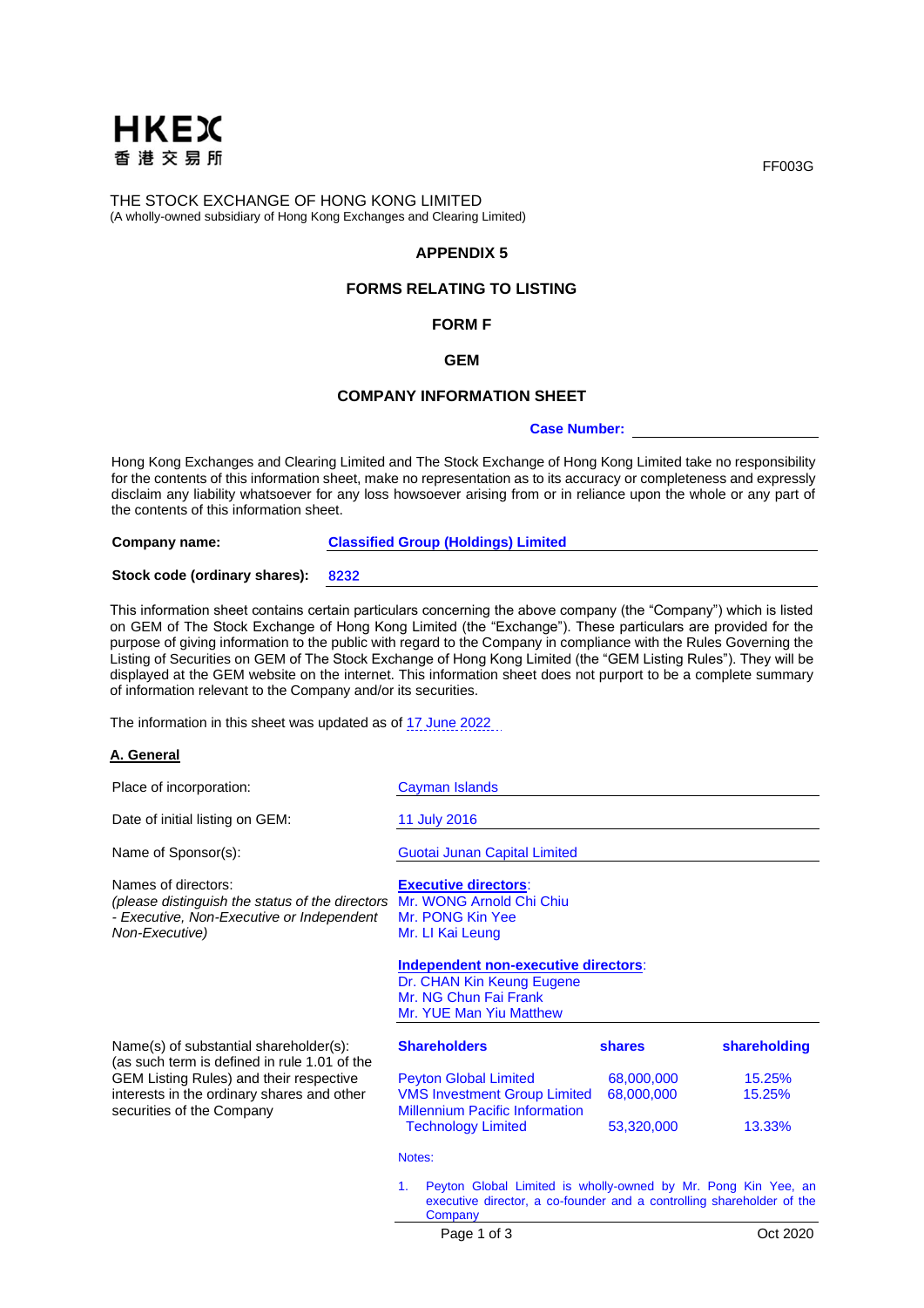HKEX 香港交易所

FF003G

THE STOCK EXCHANGE OF HONG KONG LIMITED
(A wholly-owned subsidiary of Hong Kong Exchanges and Clearing Limited)

**APPENDIX 5**

**FORMS RELATING TO LISTING**

**FORM F**

**GEM**

**COMPANY INFORMATION SHEET**

**Case Number:** ____________________

Hong Kong Exchanges and Clearing Limited and The Stock Exchange of Hong Kong Limited take no responsibility for the contents of this information sheet, make no representation as to its accuracy or completeness and expressly disclaim any liability whatsoever for any loss howsoever arising from or in reliance upon the whole or any part of the contents of this information sheet.

**Company name:** **Classified Group (Holdings) Limited**

**Stock code (ordinary shares):** 8232

This information sheet contains certain particulars concerning the above company (the "Company") which is listed on GEM of The Stock Exchange of Hong Kong Limited (the "Exchange"). These particulars are provided for the purpose of giving information to the public with regard to the Company in compliance with the Rules Governing the Listing of Securities on GEM of The Stock Exchange of Hong Kong Limited (the "GEM Listing Rules"). They will be displayed at the GEM website on the internet. This information sheet does not purport to be a complete summary of information relevant to the Company and/or its securities.

The information in this sheet was updated as of 17 June 2022

## A. General

Place of incorporation: Cayman Islands

Date of initial listing on GEM: 11 July 2016

Name of Sponsor(s): Guotai Junan Capital Limited

Names of directors:
*(please distinguish the status of the directors - Executive, Non-Executive or Independent Non-Executive)*

**Executive directors**:
Mr. WONG Arnold Chi Chiu
Mr. PONG Kin Yee
Mr. LI Kai Leung

**Independent non-executive directors**:
Dr. CHAN Kin Keung Eugene
Mr. NG Chun Fai Frank
Mr. YUE Man Yiu Matthew

Name(s) of substantial shareholder(s):
(as such term is defined in rule 1.01 of the GEM Listing Rules) and their respective interests in the ordinary shares and other securities of the Company

| Shareholders | shares | shareholding |
|---|---|---|
| Peyton Global Limited | 68,000,000 | 15.25% |
| VMS Investment Group Limited | 68,000,000 | 15.25% |
| Millennium Pacific Information Technology Limited | 53,320,000 | 13.33% |

Notes:

1. Peyton Global Limited is wholly-owned by Mr. Pong Kin Yee, an executive director, a co-founder and a controlling shareholder of the Company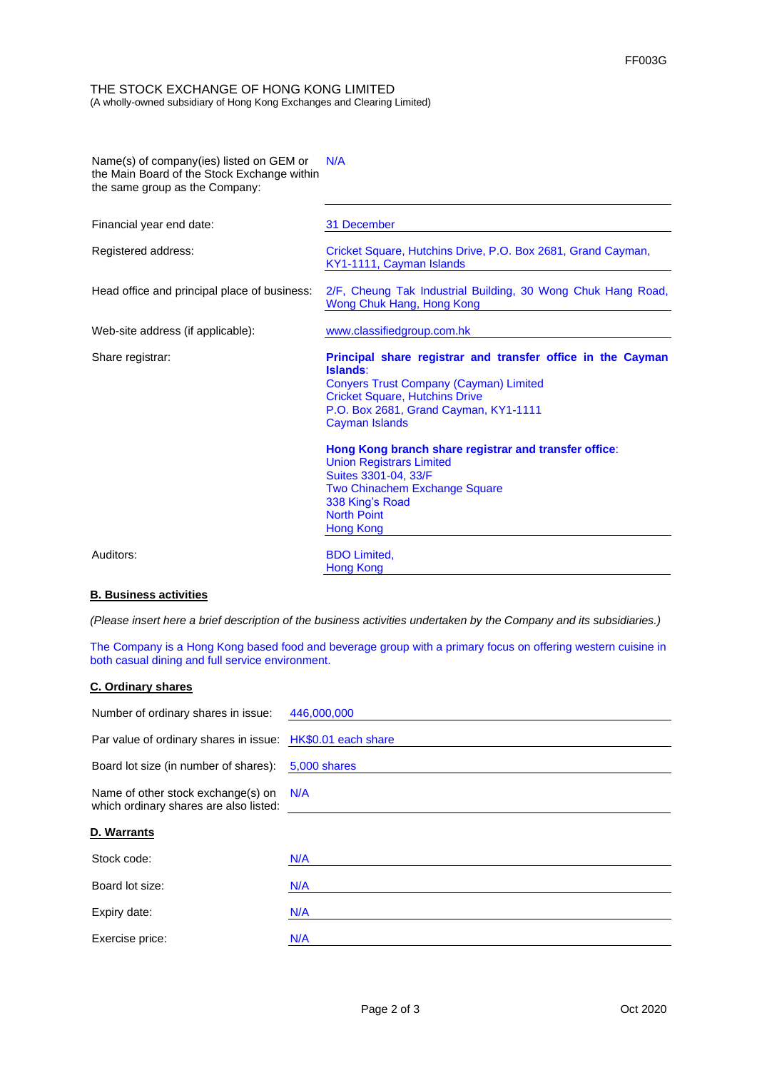FF003G

THE STOCK EXCHANGE OF HONG KONG LIMITED
(A wholly-owned subsidiary of Hong Kong Exchanges and Clearing Limited)

| | |
|---|---|
| Name(s) of company(ies) listed on GEM or the Main Board of the Stock Exchange within the same group as the Company: | N/A |
| Financial year end date: | 31 December |
| Registered address: | Cricket Square, Hutchins Drive, P.O. Box 2681, Grand Cayman, KY1-1111, Cayman Islands |
| Head office and principal place of business: | 2/F, Cheung Tak Industrial Building, 30 Wong Chuk Hang Road, Wong Chuk Hang, Hong Kong |
| Web-site address (if applicable): | www.classifiedgroup.com.hk |
| Share registrar: | **Principal share registrar and transfer office in the Cayman Islands**:<br>Conyers Trust Company (Cayman) Limited<br>Cricket Square, Hutchins Drive<br>P.O. Box 2681, Grand Cayman, KY1-1111<br>Cayman Islands<br><br>**Hong Kong branch share registrar and transfer office**:<br>Union Registrars Limited<br>Suites 3301-04, 33/F<br>Two Chinachem Exchange Square<br>338 King's Road<br>North Point<br>Hong Kong |
| Auditors: | BDO Limited,<br>Hong Kong |

## B. Business activities

*(Please insert here a brief description of the business activities undertaken by the Company and its subsidiaries.)*

The Company is a Hong Kong based food and beverage group with a primary focus on offering western cuisine in both casual dining and full service environment.

## C. Ordinary shares

| | |
|---|---|
| Number of ordinary shares in issue: | 446,000,000 |
| Par value of ordinary shares in issue: | HK$0.01 each share |
| Board lot size (in number of shares): | 5,000 shares |
| Name of other stock exchange(s) on which ordinary shares are also listed: | N/A |

## D. Warrants

| | |
|---|---|
| Stock code: | N/A |
| Board lot size: | N/A |
| Expiry date: | N/A |
| Exercise price: | N/A |

Oct 2020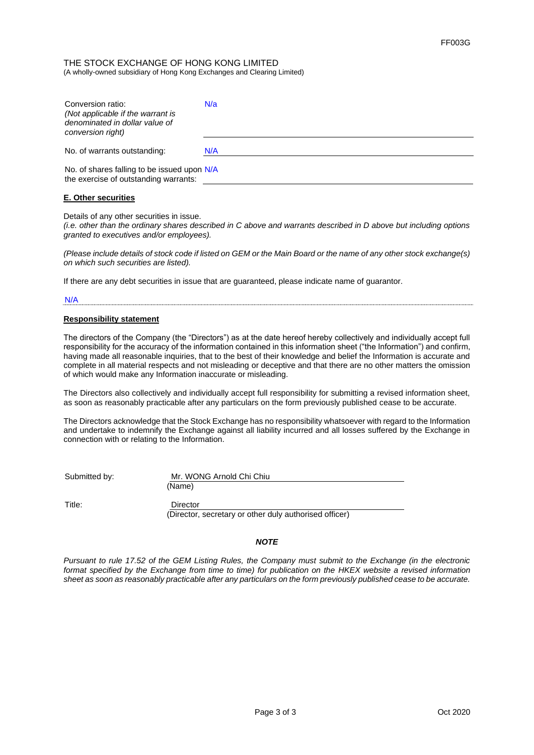FF003G

THE STOCK EXCHANGE OF HONG KONG LIMITED
(A wholly-owned subsidiary of Hong Kong Exchanges and Clearing Limited)

| | |
|---|---|
| Conversion ratio: *(Not applicable if the warrant is denominated in dollar value of conversion right)* | N/a |
| No. of warrants outstanding: | N/A |
| No. of shares falling to be issued upon the exercise of outstanding warrants: | N/A |

**E. Other securities**

Details of any other securities in issue.
*(i.e. other than the ordinary shares described in C above and warrants described in D above but including options granted to executives and/or employees).*

*(Please include details of stock code if listed on GEM or the Main Board or the name of any other stock exchange(s) on which such securities are listed).*

If there are any debt securities in issue that are guaranteed, please indicate name of guarantor.

N/A

**Responsibility statement**

The directors of the Company (the "Directors") as at the date hereof hereby collectively and individually accept full responsibility for the accuracy of the information contained in this information sheet ("the Information") and confirm, having made all reasonable inquiries, that to the best of their knowledge and belief the Information is accurate and complete in all material respects and not misleading or deceptive and that there are no other matters the omission of which would make any Information inaccurate or misleading.

The Directors also collectively and individually accept full responsibility for submitting a revised information sheet, as soon as reasonably practicable after any particulars on the form previously published cease to be accurate.

The Directors acknowledge that the Stock Exchange has no responsibility whatsoever with regard to the Information and undertake to indemnify the Exchange against all liability incurred and all losses suffered by the Exchange in connection with or relating to the Information.

Submitted by: Mr. WONG Arnold Chi Chiu
(Name)

Title: Director
(Director, secretary or other duly authorised officer)

***NOTE***

*Pursuant to rule 17.52 of the GEM Listing Rules, the Company must submit to the Exchange (in the electronic format specified by the Exchange from time to time) for publication on the HKEX website a revised information sheet as soon as reasonably practicable after any particulars on the form previously published cease to be accurate.*

Oct 2020